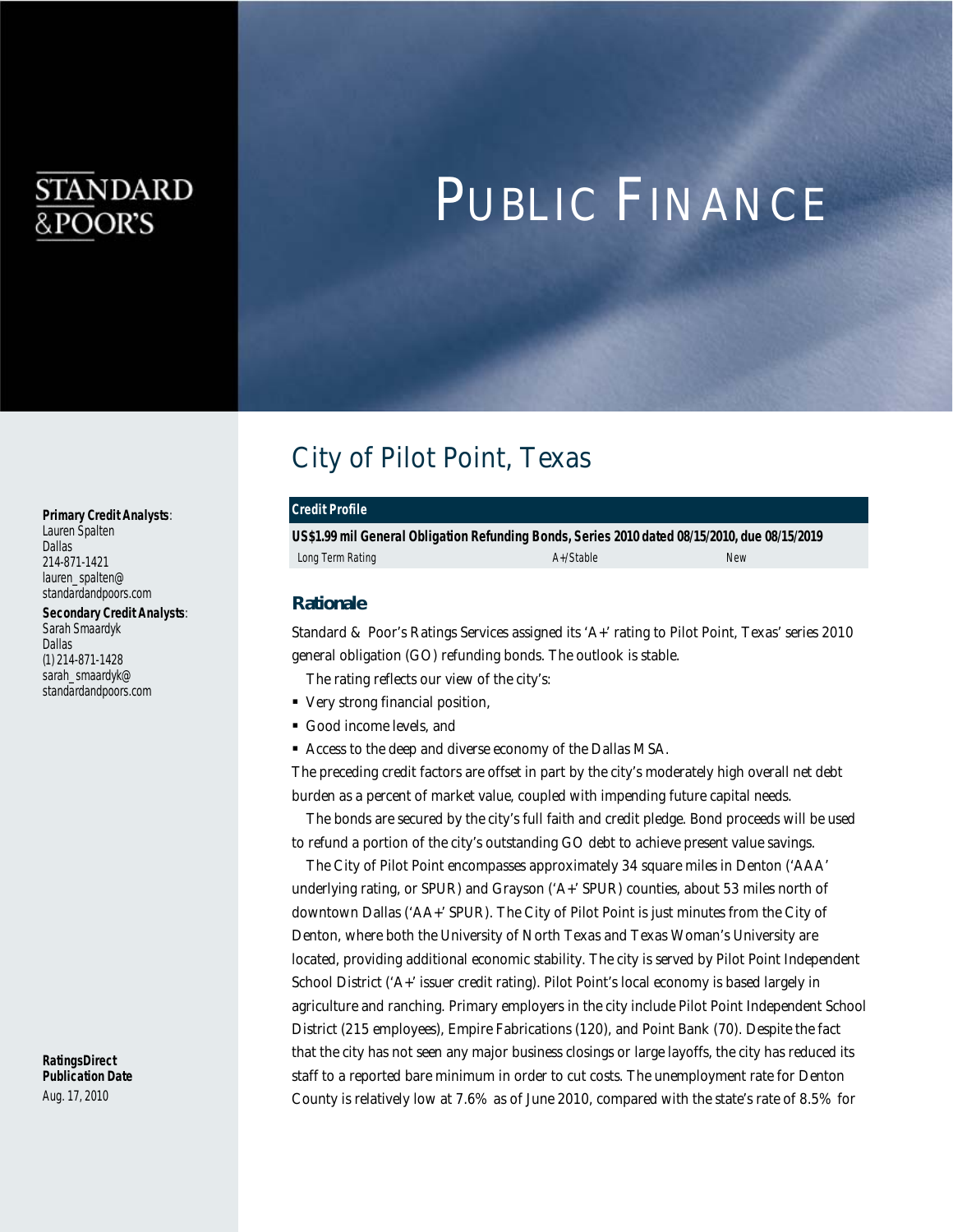# PUBLIC FINANCE

STANDARD & POOR'S

**Primary Credit Analysts:**
Lauren Spalten
Dallas
214-871-1421
lauren_spalten@standardandpoors.com

**Secondary Credit Analysts:**
Sarah Smaardyk
Dallas
(1) 214-871-1428
sarah_smaardyk@standardandpoors.com

**RatingsDirect Publication Date**
Aug. 17, 2010

## City of Pilot Point, Texas

| Credit Profile | | |
|---|---|---|
| **US$1.99 mil General Obligation Refunding Bonds, Series 2010 dated 08/15/2010, due 08/15/2019** | | |
| Long Term Rating | A+/Stable | New |

### Rationale

Standard & Poor's Ratings Services assigned its 'A+' rating to Pilot Point, Texas' series 2010 general obligation (GO) refunding bonds. The outlook is stable.

The rating reflects our view of the city's:

- Very strong financial position,
- Good income levels, and
- Access to the deep and diverse economy of the Dallas MSA.

The preceding credit factors are offset in part by the city's moderately high overall net debt burden as a percent of market value, coupled with impending future capital needs.

The bonds are secured by the city's full faith and credit pledge. Bond proceeds will be used to refund a portion of the city's outstanding GO debt to achieve present value savings.

The City of Pilot Point encompasses approximately 34 square miles in Denton ('AAA' underlying rating, or SPUR) and Grayson ('A+' SPUR) counties, about 53 miles north of downtown Dallas ('AA+' SPUR). The City of Pilot Point is just minutes from the City of Denton, where both the University of North Texas and Texas Woman's University are located, providing additional economic stability. The city is served by Pilot Point Independent School District ('A+' issuer credit rating). Pilot Point's local economy is based largely in agriculture and ranching. Primary employers in the city include Pilot Point Independent School District (215 employees), Empire Fabrications (120), and Point Bank (70). Despite the fact that the city has not seen any major business closings or large layoffs, the city has reduced its staff to a reported bare minimum in order to cut costs. The unemployment rate for Denton County is relatively low at 7.6% as of June 2010, compared with the state's rate of 8.5% for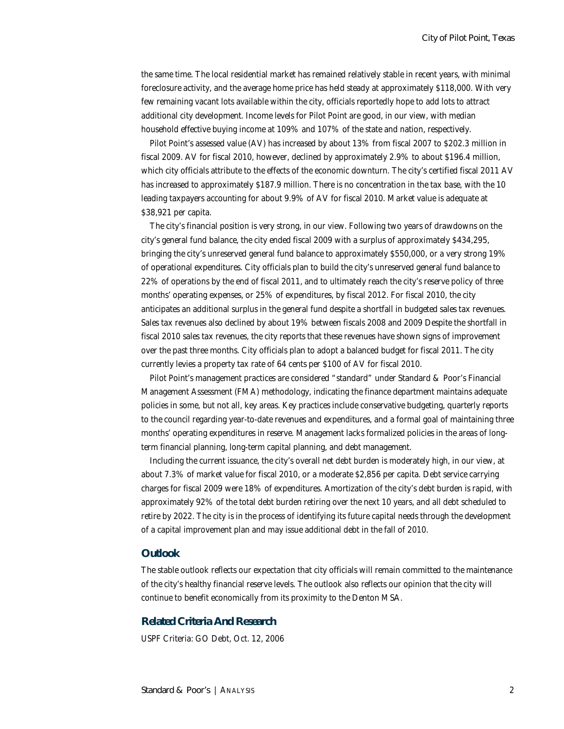the same time. The local residential market has remained relatively stable in recent years, with minimal foreclosure activity, and the average home price has held steady at approximately $118,000. With very few remaining vacant lots available within the city, officials reportedly hope to add lots to attract additional city development. Income levels for Pilot Point are good, in our view, with median household effective buying income at 109% and 107% of the state and nation, respectively.

Pilot Point's assessed value (AV) has increased by about 13% from fiscal 2007 to $202.3 million in fiscal 2009. AV for fiscal 2010, however, declined by approximately 2.9% to about $196.4 million, which city officials attribute to the effects of the economic downturn. The city's certified fiscal 2011 AV has increased to approximately $187.9 million. There is no concentration in the tax base, with the 10 leading taxpayers accounting for about 9.9% of AV for fiscal 2010. Market value is adequate at $38,921 per capita.

The city's financial position is very strong, in our view. Following two years of drawdowns on the city's general fund balance, the city ended fiscal 2009 with a surplus of approximately $434,295, bringing the city's unreserved general fund balance to approximately $550,000, or a very strong 19% of operational expenditures. City officials plan to build the city's unreserved general fund balance to 22% of operations by the end of fiscal 2011, and to ultimately reach the city's reserve policy of three months' operating expenses, or 25% of expenditures, by fiscal 2012. For fiscal 2010, the city anticipates an additional surplus in the general fund despite a shortfall in budgeted sales tax revenues. Sales tax revenues also declined by about 19% between fiscals 2008 and 2009 Despite the shortfall in fiscal 2010 sales tax revenues, the city reports that these revenues have shown signs of improvement over the past three months. City officials plan to adopt a balanced budget for fiscal 2011. The city currently levies a property tax rate of 64 cents per $100 of AV for fiscal 2010.

Pilot Point's management practices are considered "standard" under Standard & Poor's Financial Management Assessment (FMA) methodology, indicating the finance department maintains adequate policies in some, but not all, key areas. Key practices include conservative budgeting, quarterly reports to the council regarding year-to-date revenues and expenditures, and a formal goal of maintaining three months' operating expenditures in reserve. Management lacks formalized policies in the areas of long-term financial planning, long-term capital planning, and debt management.

Including the current issuance, the city's overall net debt burden is moderately high, in our view, at about 7.3% of market value for fiscal 2010, or a moderate $2,856 per capita. Debt service carrying charges for fiscal 2009 were 18% of expenditures. Amortization of the city's debt burden is rapid, with approximately 92% of the total debt burden retiring over the next 10 years, and all debt scheduled to retire by 2022. The city is in the process of identifying its future capital needs through the development of a capital improvement plan and may issue additional debt in the fall of 2010.

## Outlook

The stable outlook reflects our expectation that city officials will remain committed to the maintenance of the city's healthy financial reserve levels. The outlook also reflects our opinion that the city will continue to benefit economically from its proximity to the Denton MSA.

## Related Criteria And Research

USPF Criteria: GO Debt, Oct. 12, 2006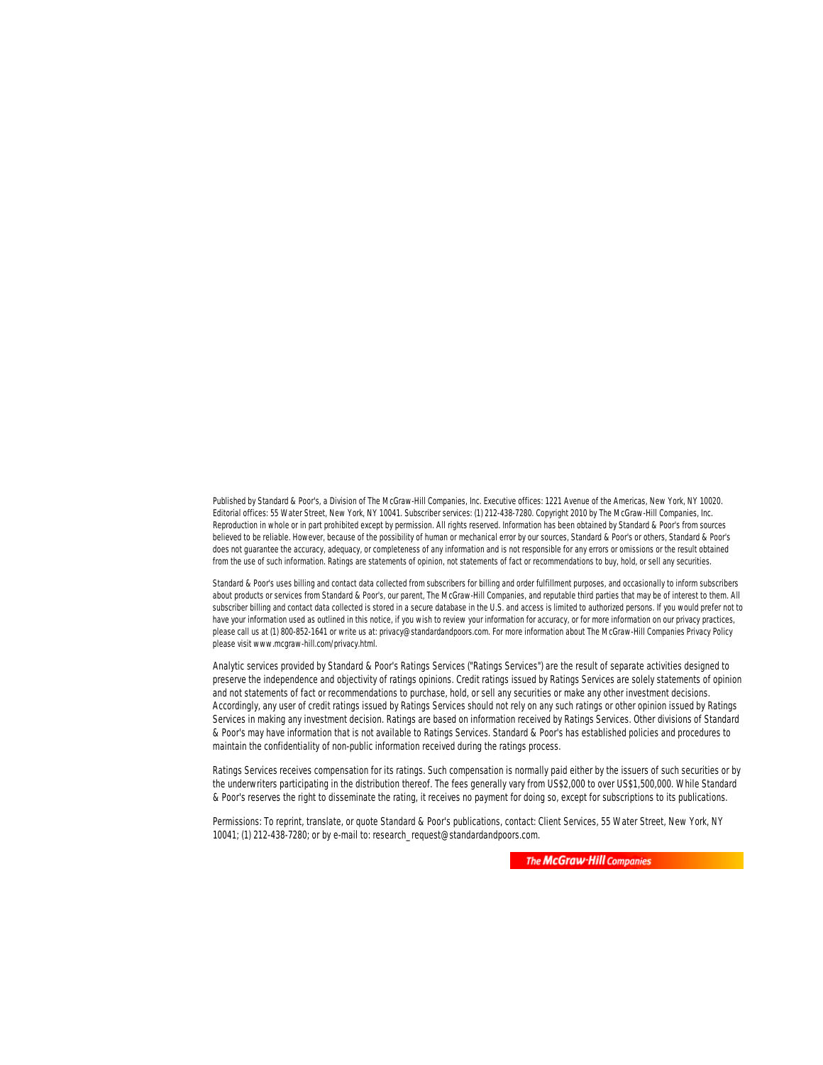Published by Standard & Poor's, a Division of The McGraw-Hill Companies, Inc. Executive offices: 1221 Avenue of the Americas, New York, NY 10020. Editorial offices: 55 Water Street, New York, NY 10041. Subscriber services: (1) 212-438-7280. Copyright 2010 by The McGraw-Hill Companies, Inc. Reproduction in whole or in part prohibited except by permission. All rights reserved. Information has been obtained by Standard & Poor's from sources believed to be reliable. However, because of the possibility of human or mechanical error by our sources, Standard & Poor's or others, Standard & Poor's does not guarantee the accuracy, adequacy, or completeness of any information and is not responsible for any errors or omissions or the result obtained from the use of such information. Ratings are statements of opinion, not statements of fact or recommendations to buy, hold, or sell any securities.

Standard & Poor's uses billing and contact data collected from subscribers for billing and order fulfillment purposes, and occasionally to inform subscribers about products or services from Standard & Poor's, our parent, The McGraw-Hill Companies, and reputable third parties that may be of interest to them. All subscriber billing and contact data collected is stored in a secure database in the U.S. and access is limited to authorized persons. If you would prefer not to have your information used as outlined in this notice, if you wish to review your information for accuracy, or for more information on our privacy practices, please call us at (1) 800-852-1641 or write us at: privacy@standardandpoors.com. For more information about The McGraw-Hill Companies Privacy Policy please visit www.mcgraw-hill.com/privacy.html.

Analytic services provided by Standard & Poor's Ratings Services ("Ratings Services") are the result of separate activities designed to preserve the independence and objectivity of ratings opinions. Credit ratings issued by Ratings Services are solely statements of opinion and not statements of fact or recommendations to purchase, hold, or sell any securities or make any other investment decisions. Accordingly, any user of credit ratings issued by Ratings Services should not rely on any such ratings or other opinion issued by Ratings Services in making any investment decision. Ratings are based on information received by Ratings Services. Other divisions of Standard & Poor's may have information that is not available to Ratings Services. Standard & Poor's has established policies and procedures to maintain the confidentiality of non-public information received during the ratings process.

Ratings Services receives compensation for its ratings. Such compensation is normally paid either by the issuers of such securities or by the underwriters participating in the distribution thereof. The fees generally vary from US$2,000 to over US$1,500,000. While Standard & Poor's reserves the right to disseminate the rating, it receives no payment for doing so, except for subscriptions to its publications.

Permissions: To reprint, translate, or quote Standard & Poor's publications, contact: Client Services, 55 Water Street, New York, NY 10041; (1) 212-438-7280; or by e-mail to: research_request@standardandpoors.com.

The McGraw-Hill Companies